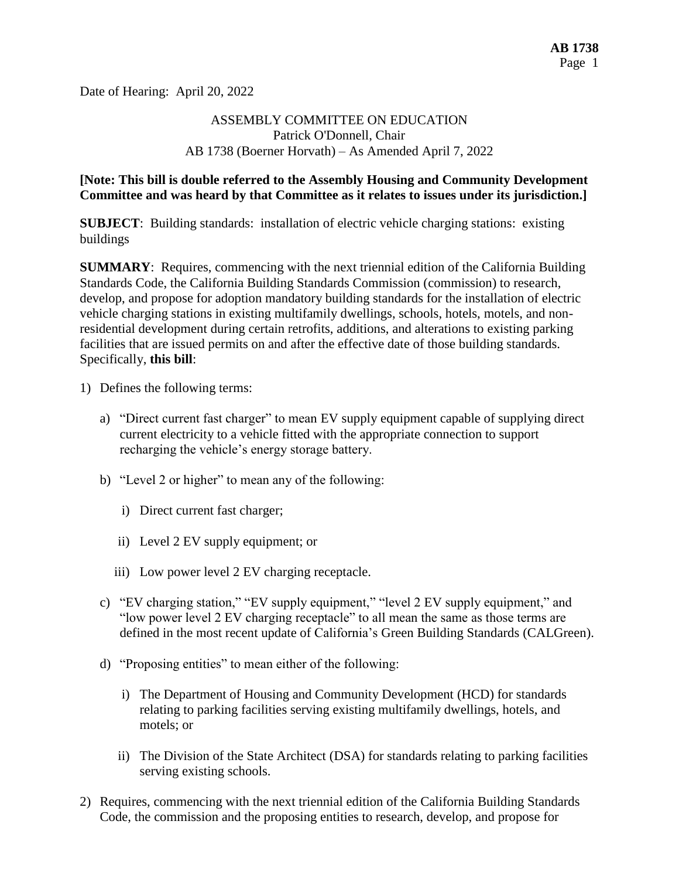Date of Hearing: April 20, 2022

ASSEMBLY COMMITTEE ON EDUCATION
Patrick O'Donnell, Chair
AB 1738 (Boerner Horvath) – As Amended April 7, 2022

**[Note: This bill is double referred to the Assembly Housing and Community Development Committee and was heard by that Committee as it relates to issues under its jurisdiction.]**

**SUBJECT**: Building standards: installation of electric vehicle charging stations: existing buildings

**SUMMARY**: Requires, commencing with the next triennial edition of the California Building Standards Code, the California Building Standards Commission (commission) to research, develop, and propose for adoption mandatory building standards for the installation of electric vehicle charging stations in existing multifamily dwellings, schools, hotels, motels, and non-residential development during certain retrofits, additions, and alterations to existing parking facilities that are issued permits on and after the effective date of those building standards. Specifically, **this bill**:

1) Defines the following terms:

   a) "Direct current fast charger" to mean EV supply equipment capable of supplying direct current electricity to a vehicle fitted with the appropriate connection to support recharging the vehicle's energy storage battery.

   b) "Level 2 or higher" to mean any of the following:

      i) Direct current fast charger;

      ii) Level 2 EV supply equipment; or

      iii) Low power level 2 EV charging receptacle.

   c) "EV charging station," "EV supply equipment," "level 2 EV supply equipment," and "low power level 2 EV charging receptacle" to all mean the same as those terms are defined in the most recent update of California's Green Building Standards (CALGreen).

   d) "Proposing entities" to mean either of the following:

      i) The Department of Housing and Community Development (HCD) for standards relating to parking facilities serving existing multifamily dwellings, hotels, and motels; or

      ii) The Division of the State Architect (DSA) for standards relating to parking facilities serving existing schools.

2) Requires, commencing with the next triennial edition of the California Building Standards Code, the commission and the proposing entities to research, develop, and propose for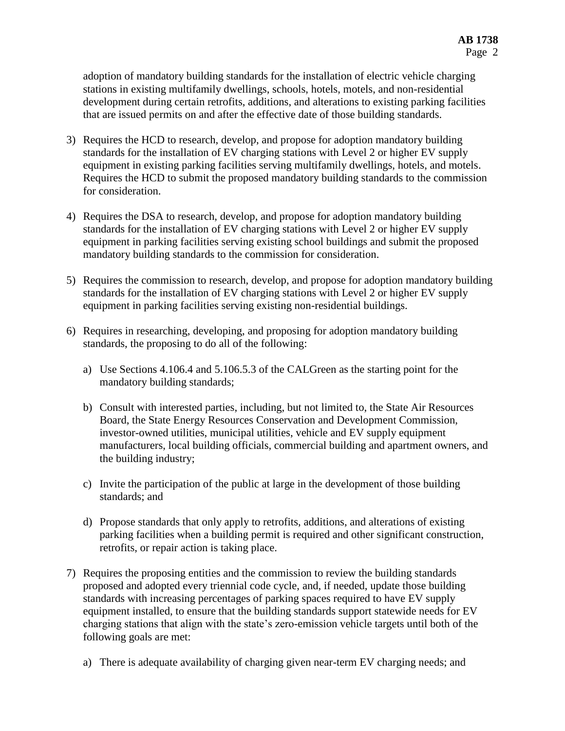adoption of mandatory building standards for the installation of electric vehicle charging stations in existing multifamily dwellings, schools, hotels, motels, and non-residential development during certain retrofits, additions, and alterations to existing parking facilities that are issued permits on and after the effective date of those building standards.

3) Requires the HCD to research, develop, and propose for adoption mandatory building standards for the installation of EV charging stations with Level 2 or higher EV supply equipment in existing parking facilities serving multifamily dwellings, hotels, and motels. Requires the HCD to submit the proposed mandatory building standards to the commission for consideration.

4) Requires the DSA to research, develop, and propose for adoption mandatory building standards for the installation of EV charging stations with Level 2 or higher EV supply equipment in parking facilities serving existing school buildings and submit the proposed mandatory building standards to the commission for consideration.

5) Requires the commission to research, develop, and propose for adoption mandatory building standards for the installation of EV charging stations with Level 2 or higher EV supply equipment in parking facilities serving existing non-residential buildings.

6) Requires in researching, developing, and proposing for adoption mandatory building standards, the proposing to do all of the following:

   a) Use Sections 4.106.4 and 5.106.5.3 of the CALGreen as the starting point for the mandatory building standards;

   b) Consult with interested parties, including, but not limited to, the State Air Resources Board, the State Energy Resources Conservation and Development Commission, investor-owned utilities, municipal utilities, vehicle and EV supply equipment manufacturers, local building officials, commercial building and apartment owners, and the building industry;

   c) Invite the participation of the public at large in the development of those building standards; and

   d) Propose standards that only apply to retrofits, additions, and alterations of existing parking facilities when a building permit is required and other significant construction, retrofits, or repair action is taking place.

7) Requires the proposing entities and the commission to review the building standards proposed and adopted every triennial code cycle, and, if needed, update those building standards with increasing percentages of parking spaces required to have EV supply equipment installed, to ensure that the building standards support statewide needs for EV charging stations that align with the state's zero-emission vehicle targets until both of the following goals are met:

   a) There is adequate availability of charging given near-term EV charging needs; and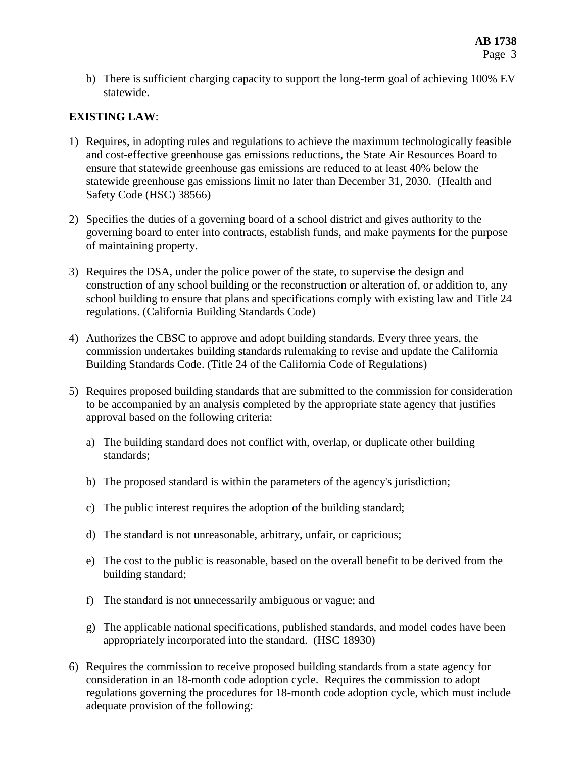b) There is sufficient charging capacity to support the long-term goal of achieving 100% EV statewide.

**EXISTING LAW**:

1) Requires, in adopting rules and regulations to achieve the maximum technologically feasible and cost-effective greenhouse gas emissions reductions, the State Air Resources Board to ensure that statewide greenhouse gas emissions are reduced to at least 40% below the statewide greenhouse gas emissions limit no later than December 31, 2030. (Health and Safety Code (HSC) 38566)

2) Specifies the duties of a governing board of a school district and gives authority to the governing board to enter into contracts, establish funds, and make payments for the purpose of maintaining property.

3) Requires the DSA, under the police power of the state, to supervise the design and construction of any school building or the reconstruction or alteration of, or addition to, any school building to ensure that plans and specifications comply with existing law and Title 24 regulations. (California Building Standards Code)

4) Authorizes the CBSC to approve and adopt building standards. Every three years, the commission undertakes building standards rulemaking to revise and update the California Building Standards Code. (Title 24 of the California Code of Regulations)

5) Requires proposed building standards that are submitted to the commission for consideration to be accompanied by an analysis completed by the appropriate state agency that justifies approval based on the following criteria:

   a) The building standard does not conflict with, overlap, or duplicate other building standards;

   b) The proposed standard is within the parameters of the agency's jurisdiction;

   c) The public interest requires the adoption of the building standard;

   d) The standard is not unreasonable, arbitrary, unfair, or capricious;

   e) The cost to the public is reasonable, based on the overall benefit to be derived from the building standard;

   f) The standard is not unnecessarily ambiguous or vague; and

   g) The applicable national specifications, published standards, and model codes have been appropriately incorporated into the standard. (HSC 18930)

6) Requires the commission to receive proposed building standards from a state agency for consideration in an 18-month code adoption cycle. Requires the commission to adopt regulations governing the procedures for 18-month code adoption cycle, which must include adequate provision of the following: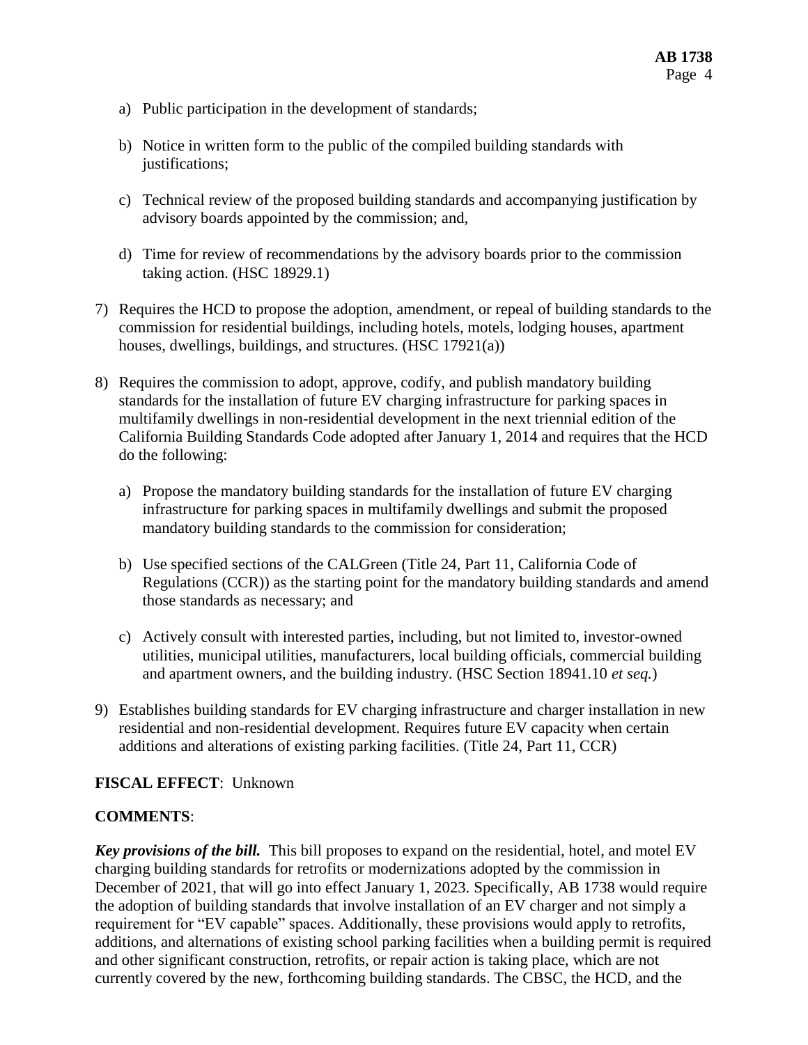a) Public participation in the development of standards;

   b) Notice in written form to the public of the compiled building standards with justifications;

   c) Technical review of the proposed building standards and accompanying justification by advisory boards appointed by the commission; and,

   d) Time for review of recommendations by the advisory boards prior to the commission taking action. (HSC 18929.1)

7) Requires the HCD to propose the adoption, amendment, or repeal of building standards to the commission for residential buildings, including hotels, motels, lodging houses, apartment houses, dwellings, buildings, and structures. (HSC 17921(a))

8) Requires the commission to adopt, approve, codify, and publish mandatory building standards for the installation of future EV charging infrastructure for parking spaces in multifamily dwellings in non-residential development in the next triennial edition of the California Building Standards Code adopted after January 1, 2014 and requires that the HCD do the following:

   a) Propose the mandatory building standards for the installation of future EV charging infrastructure for parking spaces in multifamily dwellings and submit the proposed mandatory building standards to the commission for consideration;

   b) Use specified sections of the CALGreen (Title 24, Part 11, California Code of Regulations (CCR)) as the starting point for the mandatory building standards and amend those standards as necessary; and

   c) Actively consult with interested parties, including, but not limited to, investor-owned utilities, municipal utilities, manufacturers, local building officials, commercial building and apartment owners, and the building industry. (HSC Section 18941.10 *et seq.*)

9) Establishes building standards for EV charging infrastructure and charger installation in new residential and non-residential development. Requires future EV capacity when certain additions and alterations of existing parking facilities. (Title 24, Part 11, CCR)

**FISCAL EFFECT**: Unknown

**COMMENTS**:

***Key provisions of the bill.*** This bill proposes to expand on the residential, hotel, and motel EV charging building standards for retrofits or modernizations adopted by the commission in December of 2021, that will go into effect January 1, 2023. Specifically, AB 1738 would require the adoption of building standards that involve installation of an EV charger and not simply a requirement for "EV capable" spaces. Additionally, these provisions would apply to retrofits, additions, and alternations of existing school parking facilities when a building permit is required and other significant construction, retrofits, or repair action is taking place, which are not currently covered by the new, forthcoming building standards. The CBSC, the HCD, and the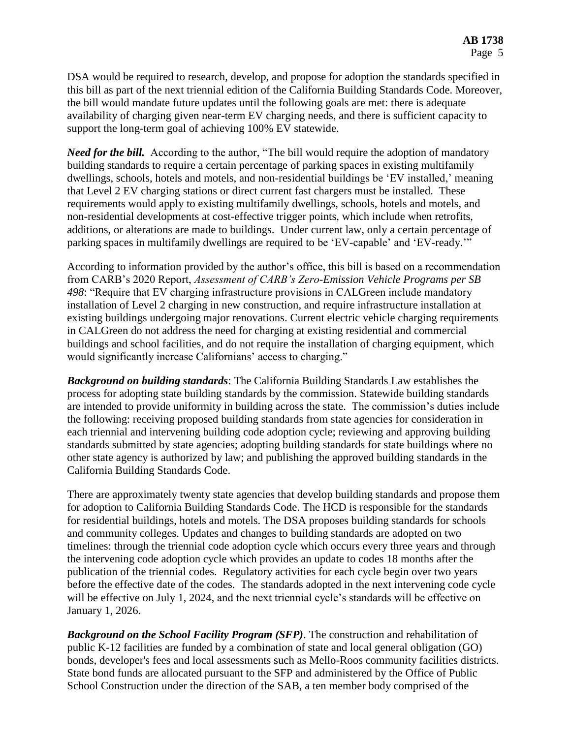DSA would be required to research, develop, and propose for adoption the standards specified in this bill as part of the next triennial edition of the California Building Standards Code. Moreover, the bill would mandate future updates until the following goals are met: there is adequate availability of charging given near-term EV charging needs, and there is sufficient capacity to support the long-term goal of achieving 100% EV statewide.

***Need for the bill.*** According to the author, "The bill would require the adoption of mandatory building standards to require a certain percentage of parking spaces in existing multifamily dwellings, schools, hotels and motels, and non-residential buildings be 'EV installed,' meaning that Level 2 EV charging stations or direct current fast chargers must be installed. These requirements would apply to existing multifamily dwellings, schools, hotels and motels, and non-residential developments at cost-effective trigger points, which include when retrofits, additions, or alterations are made to buildings. Under current law, only a certain percentage of parking spaces in multifamily dwellings are required to be 'EV-capable' and 'EV-ready.'"

According to information provided by the author's office, this bill is based on a recommendation from CARB's 2020 Report, *Assessment of CARB's Zero-Emission Vehicle Programs per SB 498*: "Require that EV charging infrastructure provisions in CALGreen include mandatory installation of Level 2 charging in new construction, and require infrastructure installation at existing buildings undergoing major renovations. Current electric vehicle charging requirements in CALGreen do not address the need for charging at existing residential and commercial buildings and school facilities, and do not require the installation of charging equipment, which would significantly increase Californians' access to charging."

***Background on building standards***: The California Building Standards Law establishes the process for adopting state building standards by the commission. Statewide building standards are intended to provide uniformity in building across the state. The commission's duties include the following: receiving proposed building standards from state agencies for consideration in each triennial and intervening building code adoption cycle; reviewing and approving building standards submitted by state agencies; adopting building standards for state buildings where no other state agency is authorized by law; and publishing the approved building standards in the California Building Standards Code.

There are approximately twenty state agencies that develop building standards and propose them for adoption to California Building Standards Code. The HCD is responsible for the standards for residential buildings, hotels and motels. The DSA proposes building standards for schools and community colleges. Updates and changes to building standards are adopted on two timelines: through the triennial code adoption cycle which occurs every three years and through the intervening code adoption cycle which provides an update to codes 18 months after the publication of the triennial codes. Regulatory activities for each cycle begin over two years before the effective date of the codes. The standards adopted in the next intervening code cycle will be effective on July 1, 2024, and the next triennial cycle's standards will be effective on January 1, 2026.

***Background on the School Facility Program (SFP)***. The construction and rehabilitation of public K-12 facilities are funded by a combination of state and local general obligation (GO) bonds, developer's fees and local assessments such as Mello-Roos community facilities districts. State bond funds are allocated pursuant to the SFP and administered by the Office of Public School Construction under the direction of the SAB, a ten member body comprised of the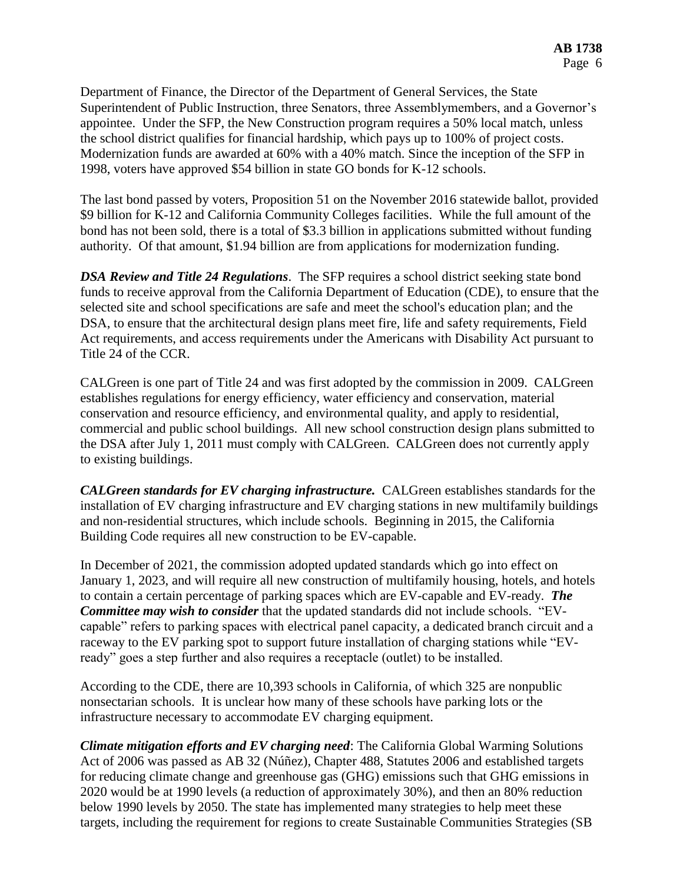Department of Finance, the Director of the Department of General Services, the State Superintendent of Public Instruction, three Senators, three Assemblymembers, and a Governor's appointee. Under the SFP, the New Construction program requires a 50% local match, unless the school district qualifies for financial hardship, which pays up to 100% of project costs. Modernization funds are awarded at 60% with a 40% match. Since the inception of the SFP in 1998, voters have approved $54 billion in state GO bonds for K-12 schools.

The last bond passed by voters, Proposition 51 on the November 2016 statewide ballot, provided $9 billion for K-12 and California Community Colleges facilities. While the full amount of the bond has not been sold, there is a total of $3.3 billion in applications submitted without funding authority. Of that amount, $1.94 billion are from applications for modernization funding.

***DSA Review and Title 24 Regulations***. The SFP requires a school district seeking state bond funds to receive approval from the California Department of Education (CDE), to ensure that the selected site and school specifications are safe and meet the school's education plan; and the DSA, to ensure that the architectural design plans meet fire, life and safety requirements, Field Act requirements, and access requirements under the Americans with Disability Act pursuant to Title 24 of the CCR.

CALGreen is one part of Title 24 and was first adopted by the commission in 2009. CALGreen establishes regulations for energy efficiency, water efficiency and conservation, material conservation and resource efficiency, and environmental quality, and apply to residential, commercial and public school buildings. All new school construction design plans submitted to the DSA after July 1, 2011 must comply with CALGreen. CALGreen does not currently apply to existing buildings.

***CALGreen standards for EV charging infrastructure.*** CALGreen establishes standards for the installation of EV charging infrastructure and EV charging stations in new multifamily buildings and non-residential structures, which include schools. Beginning in 2015, the California Building Code requires all new construction to be EV-capable.

In December of 2021, the commission adopted updated standards which go into effect on January 1, 2023, and will require all new construction of multifamily housing, hotels, and hotels to contain a certain percentage of parking spaces which are EV-capable and EV-ready. ***The Committee may wish to consider*** that the updated standards did not include schools. "EV-capable" refers to parking spaces with electrical panel capacity, a dedicated branch circuit and a raceway to the EV parking spot to support future installation of charging stations while "EV-ready" goes a step further and also requires a receptacle (outlet) to be installed.

According to the CDE, there are 10,393 schools in California, of which 325 are nonpublic nonsectarian schools. It is unclear how many of these schools have parking lots or the infrastructure necessary to accommodate EV charging equipment.

***Climate mitigation efforts and EV charging need***: The California Global Warming Solutions Act of 2006 was passed as AB 32 (Núñez), Chapter 488, Statutes 2006 and established targets for reducing climate change and greenhouse gas (GHG) emissions such that GHG emissions in 2020 would be at 1990 levels (a reduction of approximately 30%), and then an 80% reduction below 1990 levels by 2050. The state has implemented many strategies to help meet these targets, including the requirement for regions to create Sustainable Communities Strategies (SB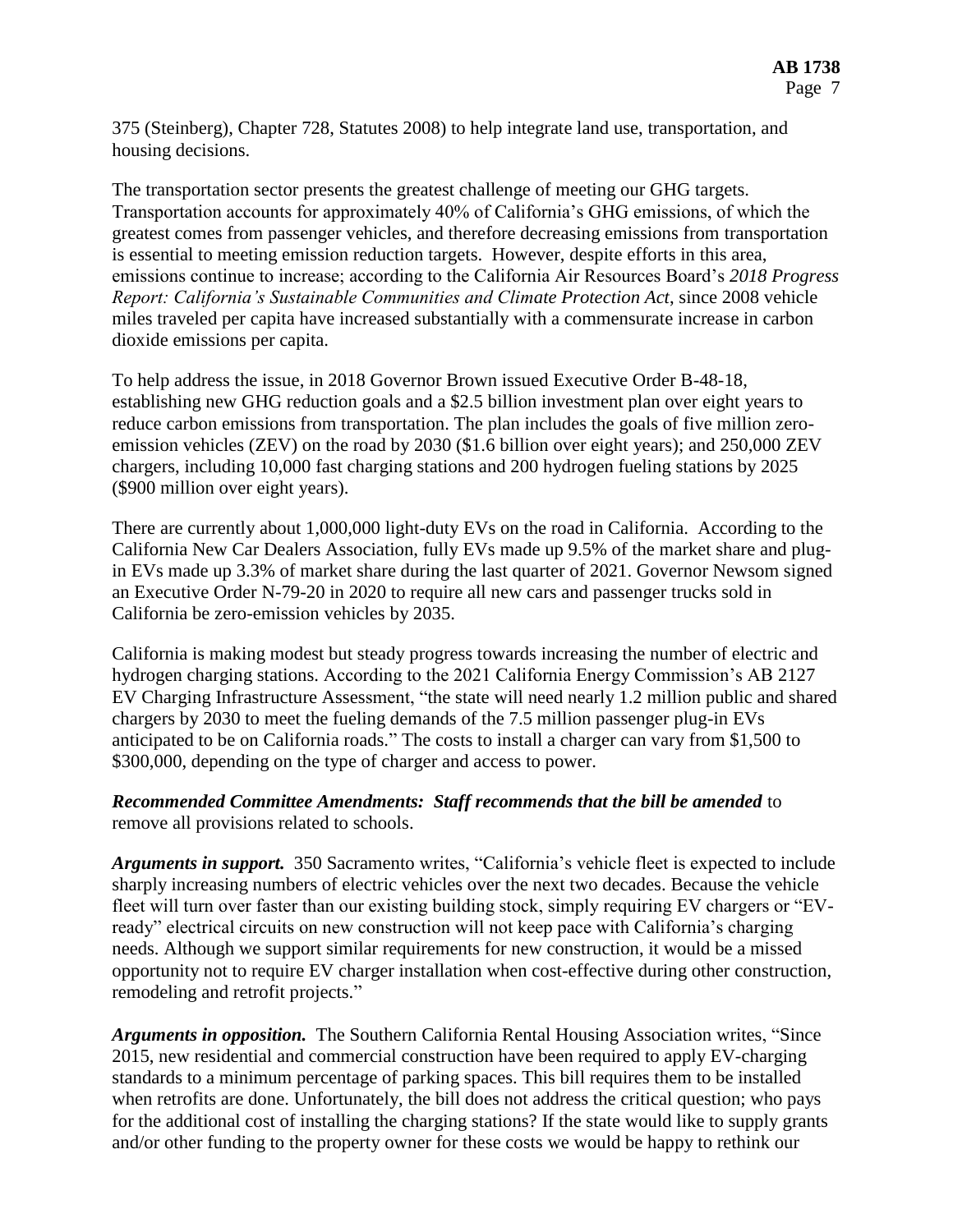375 (Steinberg), Chapter 728, Statutes 2008) to help integrate land use, transportation, and housing decisions.

The transportation sector presents the greatest challenge of meeting our GHG targets. Transportation accounts for approximately 40% of California's GHG emissions, of which the greatest comes from passenger vehicles, and therefore decreasing emissions from transportation is essential to meeting emission reduction targets. However, despite efforts in this area, emissions continue to increase; according to the California Air Resources Board's *2018 Progress Report: California's Sustainable Communities and Climate Protection Act*, since 2008 vehicle miles traveled per capita have increased substantially with a commensurate increase in carbon dioxide emissions per capita.

To help address the issue, in 2018 Governor Brown issued Executive Order B-48-18, establishing new GHG reduction goals and a $2.5 billion investment plan over eight years to reduce carbon emissions from transportation. The plan includes the goals of five million zero-emission vehicles (ZEV) on the road by 2030 ($1.6 billion over eight years); and 250,000 ZEV chargers, including 10,000 fast charging stations and 200 hydrogen fueling stations by 2025 ($900 million over eight years).

There are currently about 1,000,000 light-duty EVs on the road in California. According to the California New Car Dealers Association, fully EVs made up 9.5% of the market share and plug-in EVs made up 3.3% of market share during the last quarter of 2021. Governor Newsom signed an Executive Order N-79-20 in 2020 to require all new cars and passenger trucks sold in California be zero-emission vehicles by 2035.

California is making modest but steady progress towards increasing the number of electric and hydrogen charging stations. According to the 2021 California Energy Commission's AB 2127 EV Charging Infrastructure Assessment, "the state will need nearly 1.2 million public and shared chargers by 2030 to meet the fueling demands of the 7.5 million passenger plug-in EVs anticipated to be on California roads." The costs to install a charger can vary from $1,500 to $300,000, depending on the type of charger and access to power.

***Recommended Committee Amendments: Staff recommends that the bill be amended*** to remove all provisions related to schools.

***Arguments in support.*** 350 Sacramento writes, "California's vehicle fleet is expected to include sharply increasing numbers of electric vehicles over the next two decades. Because the vehicle fleet will turn over faster than our existing building stock, simply requiring EV chargers or "EV-ready" electrical circuits on new construction will not keep pace with California's charging needs. Although we support similar requirements for new construction, it would be a missed opportunity not to require EV charger installation when cost-effective during other construction, remodeling and retrofit projects."

***Arguments in opposition.*** The Southern California Rental Housing Association writes, "Since 2015, new residential and commercial construction have been required to apply EV-charging standards to a minimum percentage of parking spaces. This bill requires them to be installed when retrofits are done. Unfortunately, the bill does not address the critical question; who pays for the additional cost of installing the charging stations? If the state would like to supply grants and/or other funding to the property owner for these costs we would be happy to rethink our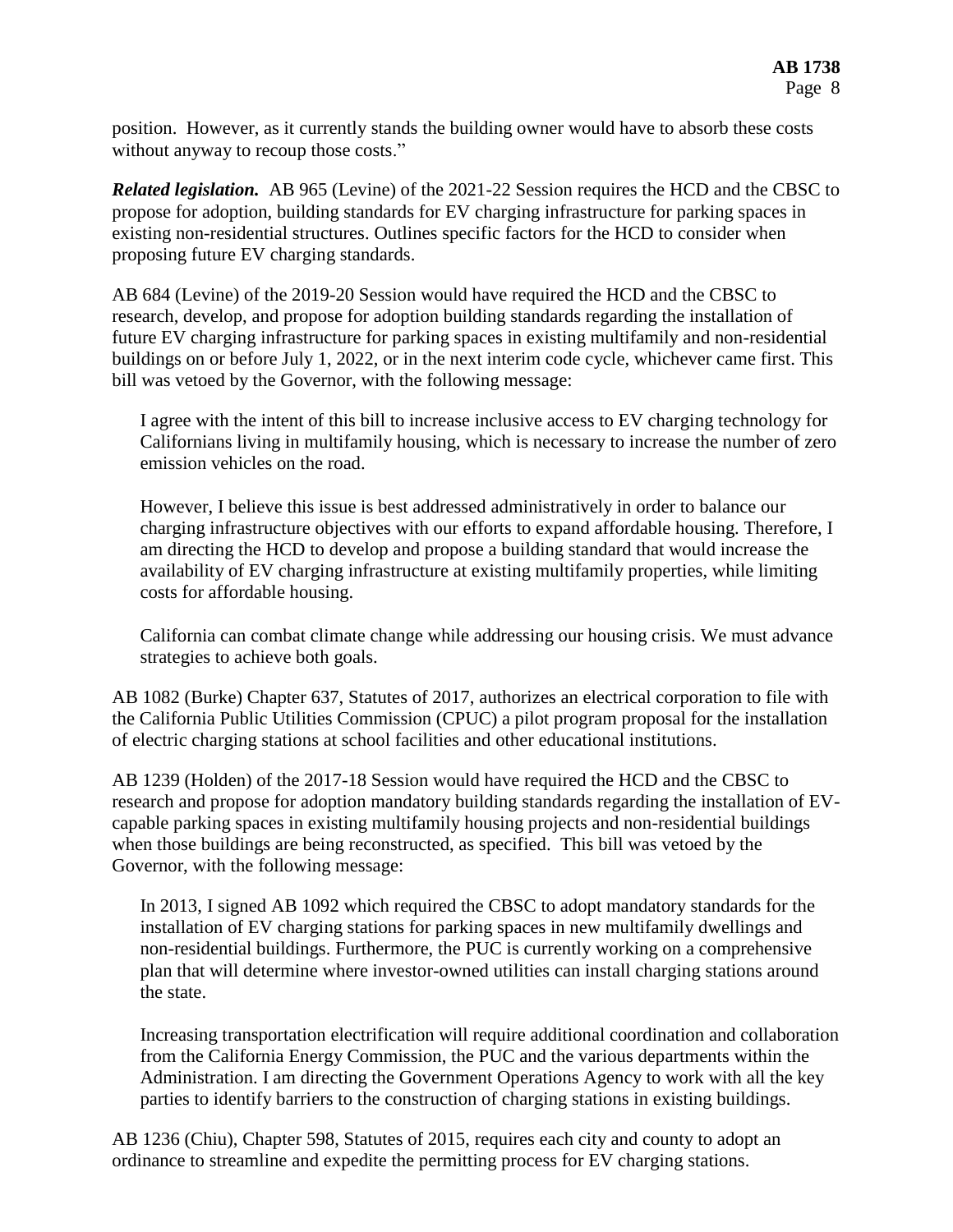position. However, as it currently stands the building owner would have to absorb these costs without anyway to recoup those costs."

***Related legislation.*** AB 965 (Levine) of the 2021-22 Session requires the HCD and the CBSC to propose for adoption, building standards for EV charging infrastructure for parking spaces in existing non-residential structures. Outlines specific factors for the HCD to consider when proposing future EV charging standards.

AB 684 (Levine) of the 2019-20 Session would have required the HCD and the CBSC to research, develop, and propose for adoption building standards regarding the installation of future EV charging infrastructure for parking spaces in existing multifamily and non-residential buildings on or before July 1, 2022, or in the next interim code cycle, whichever came first. This bill was vetoed by the Governor, with the following message:

> I agree with the intent of this bill to increase inclusive access to EV charging technology for Californians living in multifamily housing, which is necessary to increase the number of zero emission vehicles on the road.
>
> However, I believe this issue is best addressed administratively in order to balance our charging infrastructure objectives with our efforts to expand affordable housing. Therefore, I am directing the HCD to develop and propose a building standard that would increase the availability of EV charging infrastructure at existing multifamily properties, while limiting costs for affordable housing.
>
> California can combat climate change while addressing our housing crisis. We must advance strategies to achieve both goals.

AB 1082 (Burke) Chapter 637, Statutes of 2017, authorizes an electrical corporation to file with the California Public Utilities Commission (CPUC) a pilot program proposal for the installation of electric charging stations at school facilities and other educational institutions.

AB 1239 (Holden) of the 2017-18 Session would have required the HCD and the CBSC to research and propose for adoption mandatory building standards regarding the installation of EV-capable parking spaces in existing multifamily housing projects and non-residential buildings when those buildings are being reconstructed, as specified. This bill was vetoed by the Governor, with the following message:

> In 2013, I signed AB 1092 which required the CBSC to adopt mandatory standards for the installation of EV charging stations for parking spaces in new multifamily dwellings and non-residential buildings. Furthermore, the PUC is currently working on a comprehensive plan that will determine where investor-owned utilities can install charging stations around the state.
>
> Increasing transportation electrification will require additional coordination and collaboration from the California Energy Commission, the PUC and the various departments within the Administration. I am directing the Government Operations Agency to work with all the key parties to identify barriers to the construction of charging stations in existing buildings.

AB 1236 (Chiu), Chapter 598, Statutes of 2015, requires each city and county to adopt an ordinance to streamline and expedite the permitting process for EV charging stations.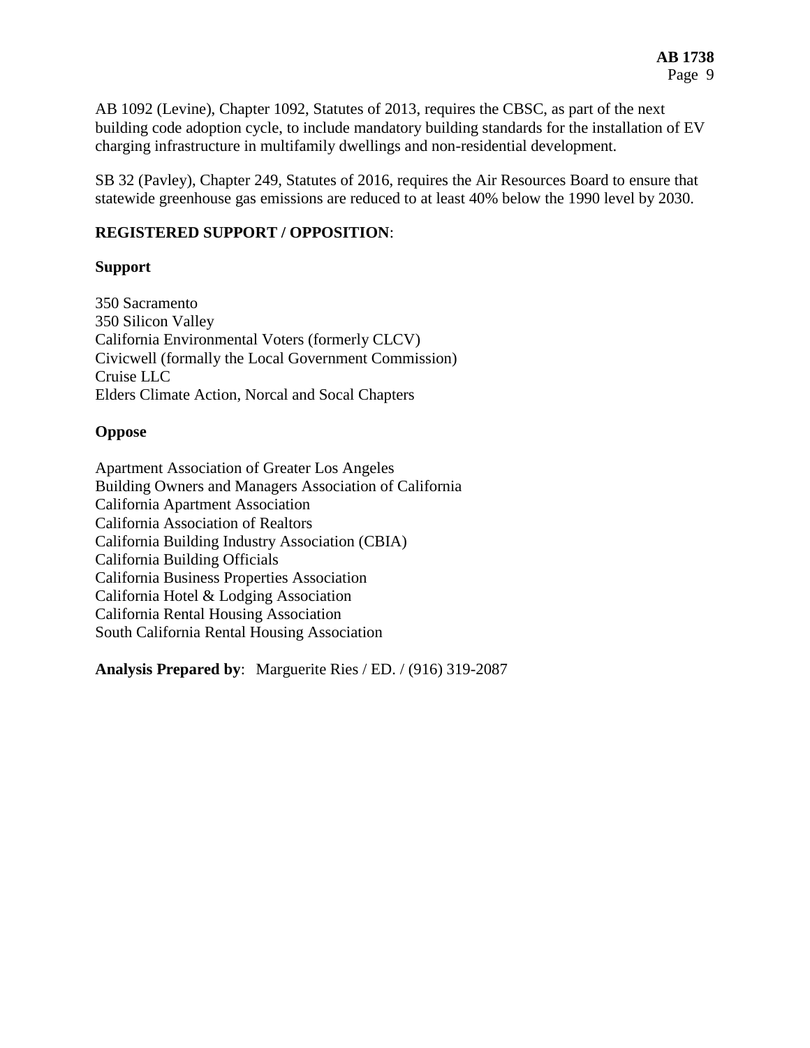AB 1092 (Levine), Chapter 1092, Statutes of 2013, requires the CBSC, as part of the next building code adoption cycle, to include mandatory building standards for the installation of EV charging infrastructure in multifamily dwellings and non-residential development.

SB 32 (Pavley), Chapter 249, Statutes of 2016, requires the Air Resources Board to ensure that statewide greenhouse gas emissions are reduced to at least 40% below the 1990 level by 2030.

**REGISTERED SUPPORT / OPPOSITION**:

**Support**

350 Sacramento
350 Silicon Valley
California Environmental Voters (formerly CLCV)
Civicwell (formally the Local Government Commission)
Cruise LLC
Elders Climate Action, Norcal and Socal Chapters

**Oppose**

Apartment Association of Greater Los Angeles
Building Owners and Managers Association of California
California Apartment Association
California Association of Realtors
California Building Industry Association (CBIA)
California Building Officials
California Business Properties Association
California Hotel & Lodging Association
California Rental Housing Association
South California Rental Housing Association

**Analysis Prepared by**: Marguerite Ries / ED. / (916) 319-2087